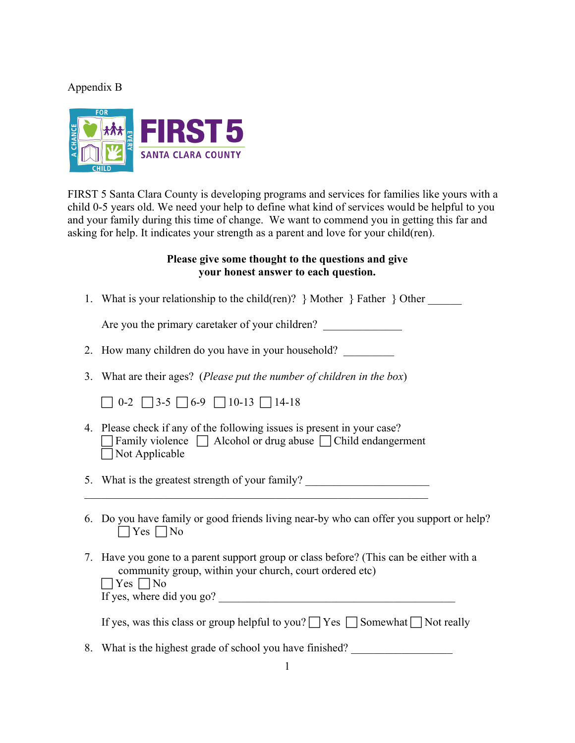Appendix B

FIRST 5 SANTA CLARA COUNTY

FIRST 5 Santa Clara County is developing programs and services for families like yours with a child 0-5 years old. We need your help to define what kind of services would be helpful to you and your family during this time of change. We want to commend you in getting this far and asking for help. It indicates your strength as a parent and love for your child(ren).

**Please give some thought to the questions and give your honest answer to each question.**

1. What is your relationship to the child(ren)? } Mother } Father } Other ______

   Are you the primary caretaker of your children? ______________

2. How many children do you have in your household? _________

3. What are their ages? (*Please put the number of children in the box*)

   ☐ 0-2 ☐ 3-5 ☐ 6-9 ☐ 10-13 ☐ 14-18

4. Please check if any of the following issues is present in your case?
   ☐ Family violence ☐ Alcohol or drug abuse ☐ Child endangerment
   ☐ Not Applicable

5. What is the greatest strength of your family? ______________________
   _______________________________________________________________

6. Do you have family or good friends living near-by who can offer you support or help?
   ☐ Yes ☐ No

7. Have you gone to a parent support group or class before? (This can be either with a community group, within your church, court ordered etc)
   ☐ Yes ☐ No
   If yes, where did you go? ____________________________________________

   If yes, was this class or group helpful to you? ☐ Yes ☐ Somewhat ☐ Not really

8. What is the highest grade of school you have finished? __________________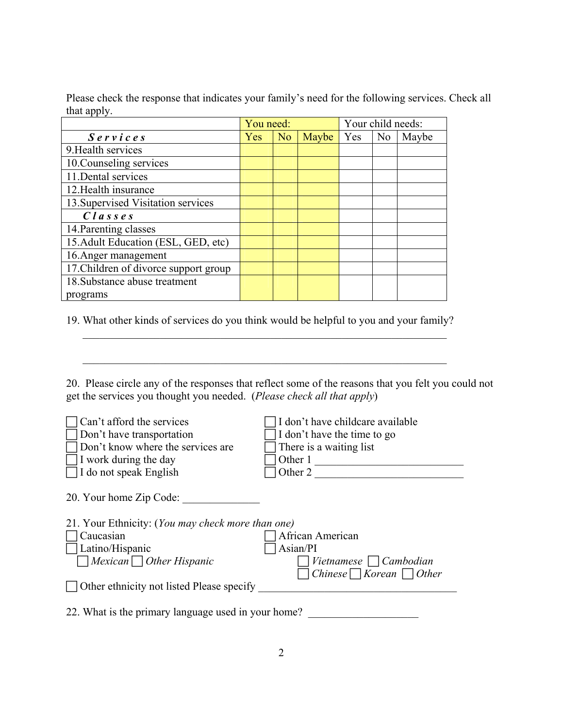Please check the response that indicates your family's need for the following services. Check all that apply.

| | You need: | | | Your child needs: | | |
|---|---|---|---|---|---|---|
| ***Services*** | Yes | No | Maybe | Yes | No | Maybe |
| 9.Health services | | | | | | |
| 10.Counseling services | | | | | | |
| 11.Dental services | | | | | | |
| 12.Health insurance | | | | | | |
| 13.Supervised Visitation services | | | | | | |
| ***Classes*** | | | | | | |
| 14.Parenting classes | | | | | | |
| 15.Adult Education (ESL, GED, etc) | | | | | | |
| 16.Anger management | | | | | | |
| 17.Children of divorce support group | | | | | | |
| 18.Substance abuse treatment programs | | | | | | |

19. What other kinds of services do you think would be helpful to you and your family?

_______________________________________________________________________

_______________________________________________________________________

20. Please circle any of the responses that reflect some of the reasons that you felt you could not get the services you thought you needed. (*Please check all that apply*)

- ☐ Can't afford the services
- ☐ Don't have transportation
- ☐ Don't know where the services are
- ☐ I work during the day
- ☐ I do not speak English
- ☐ I don't have childcare available
- ☐ I don't have the time to go
- ☐ There is a waiting list
- ☐ Other 1 ___________________________
- ☐ Other 2 ___________________________

20. Your home Zip Code: ______________

21. Your Ethnicity: (*You may check more than one)*

- ☐ Caucasian
- ☐ Latino/Hispanic
  - ☐ *Mexican* ☐ *Other Hispanic*
- ☐ African American
- ☐ Asian/PI
  - ☐ *Vietnamese* ☐ *Cambodian*
  - ☐ *Chinese* ☐ *Korean* ☐ *Other*
- ☐ Other ethnicity not listed Please specify ____________________________________

22. What is the primary language used in your home? ____________________